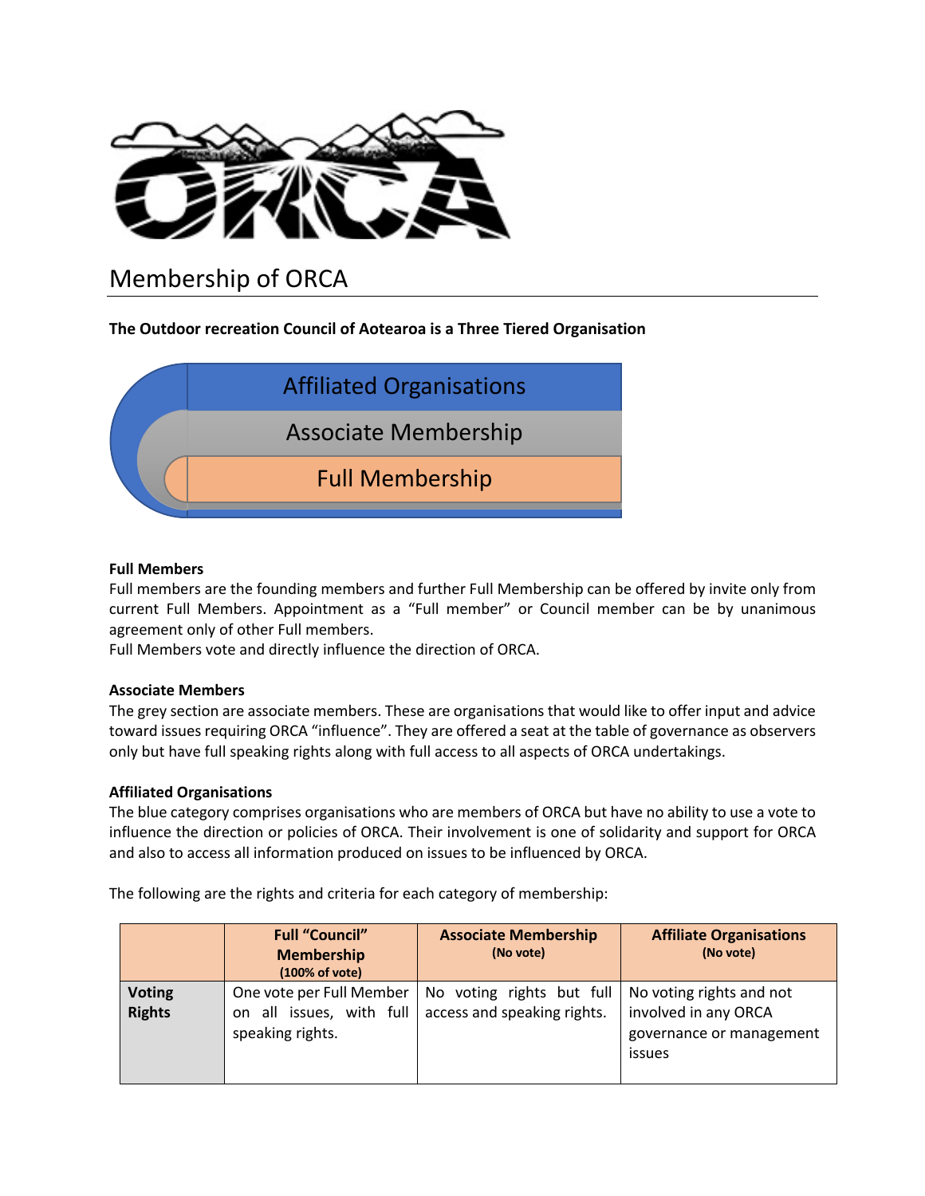# Membership of ORCA

**The Outdoor recreation Council of Aotearoa is a Three Tiered Organisation**

Affiliated Organisations

Associate Membership

Full Membership

**Full Members**

Full members are the founding members and further Full Membership can be offered by invite only from current Full Members. Appointment as a "Full member" or Council member can be by unanimous agreement only of other Full members.

Full Members vote and directly influence the direction of ORCA.

**Associate Members**

The grey section are associate members. These are organisations that would like to offer input and advice toward issues requiring ORCA "influence". They are offered a seat at the table of governance as observers only but have full speaking rights along with full access to all aspects of ORCA undertakings.

**Affiliated Organisations**

The blue category comprises organisations who are members of ORCA but have no ability to use a vote to influence the direction or policies of ORCA. Their involvement is one of solidarity and support for ORCA and also to access all information produced on issues to be influenced by ORCA.

The following are the rights and criteria for each category of membership:

| | **Full "Council" Membership** (100% of vote) | **Associate Membership** (No vote) | **Affiliate Organisations** (No vote) |
|---|---|---|---|
| **Voting Rights** | One vote per Full Member on all issues, with full speaking rights. | No voting rights but full access and speaking rights. | No voting rights and not involved in any ORCA governance or management issues |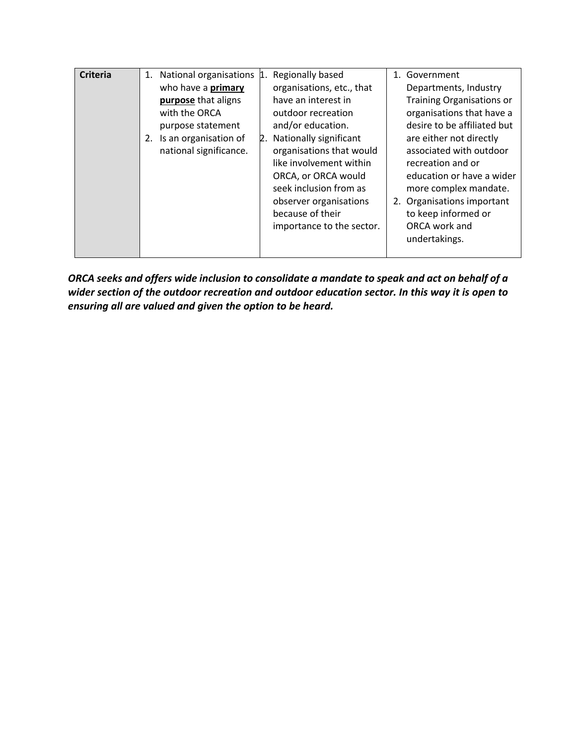| | | | |
|---|---|---|---|
| **Criteria** | 1. National organisations who have a **primary purpose** that aligns with the ORCA purpose statement<br>2. Is an organisation of national significance. | 1. Regionally based organisations, etc., that have an interest in outdoor recreation and/or education.<br>2. Nationally significant organisations that would like involvement within ORCA, or ORCA would seek inclusion from as observer organisations because of their importance to the sector. | 1. Government Departments, Industry Training Organisations or organisations that have a desire to be affiliated but are either not directly associated with outdoor recreation and or education or have a wider more complex mandate.<br>2. Organisations important to keep informed or ORCA work and undertakings. |

***ORCA seeks and offers wide inclusion to consolidate a mandate to speak and act on behalf of a wider section of the outdoor recreation and outdoor education sector. In this way it is open to ensuring all are valued and given the option to be heard.***